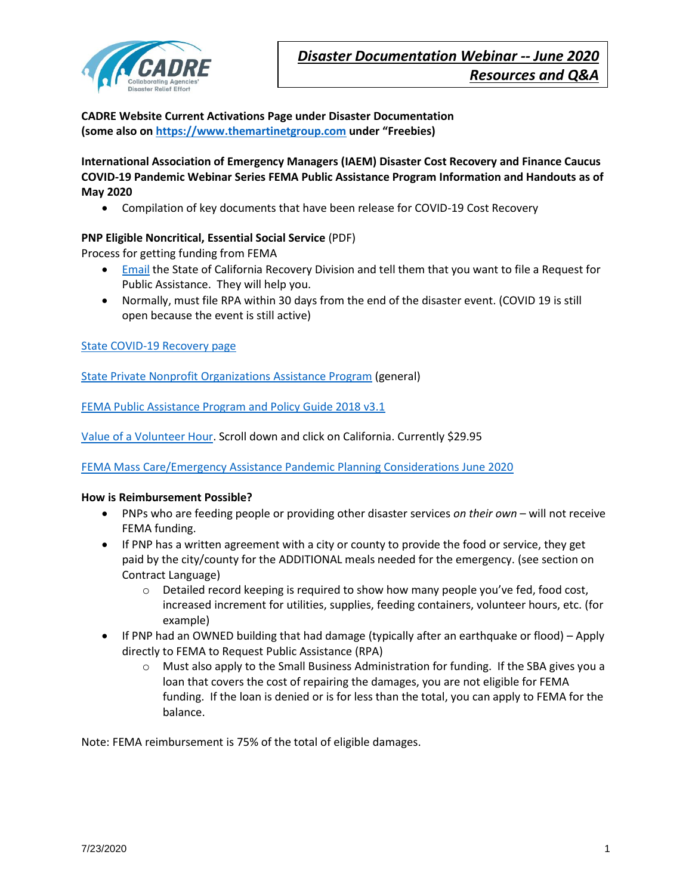# *Disaster Documentation Webinar -- June 2020*
# *Resources and Q&A*

**CADRE Website Current Activations Page under Disaster Documentation (some also on https://www.themartinetgroup.com under "Freebies)**

**International Association of Emergency Managers (IAEM) Disaster Cost Recovery and Finance Caucus COVID-19 Pandemic Webinar Series FEMA Public Assistance Program Information and Handouts as of May 2020**

- Compilation of key documents that have been release for COVID-19 Cost Recovery

**PNP Eligible Noncritical, Essential Social Service** (PDF)

Process for getting funding from FEMA

- Email the State of California Recovery Division and tell them that you want to file a Request for Public Assistance. They will help you.
- Normally, must file RPA within 30 days from the end of the disaster event. (COVID 19 is still open because the event is still active)

State COVID-19 Recovery page

State Private Nonprofit Organizations Assistance Program (general)

FEMA Public Assistance Program and Policy Guide 2018 v3.1

Value of a Volunteer Hour. Scroll down and click on California. Currently $29.95

FEMA Mass Care/Emergency Assistance Pandemic Planning Considerations June 2020

**How is Reimbursement Possible?**

- PNPs who are feeding people or providing other disaster services *on their own* – will not receive FEMA funding.
- If PNP has a written agreement with a city or county to provide the food or service, they get paid by the city/county for the ADDITIONAL meals needed for the emergency. (see section on Contract Language)
  - Detailed record keeping is required to show how many people you've fed, food cost, increased increment for utilities, supplies, feeding containers, volunteer hours, etc. (for example)
- If PNP had an OWNED building that had damage (typically after an earthquake or flood) – Apply directly to FEMA to Request Public Assistance (RPA)
  - Must also apply to the Small Business Administration for funding. If the SBA gives you a loan that covers the cost of repairing the damages, you are not eligible for FEMA funding. If the loan is denied or is for less than the total, you can apply to FEMA for the balance.

Note: FEMA reimbursement is 75% of the total of eligible damages.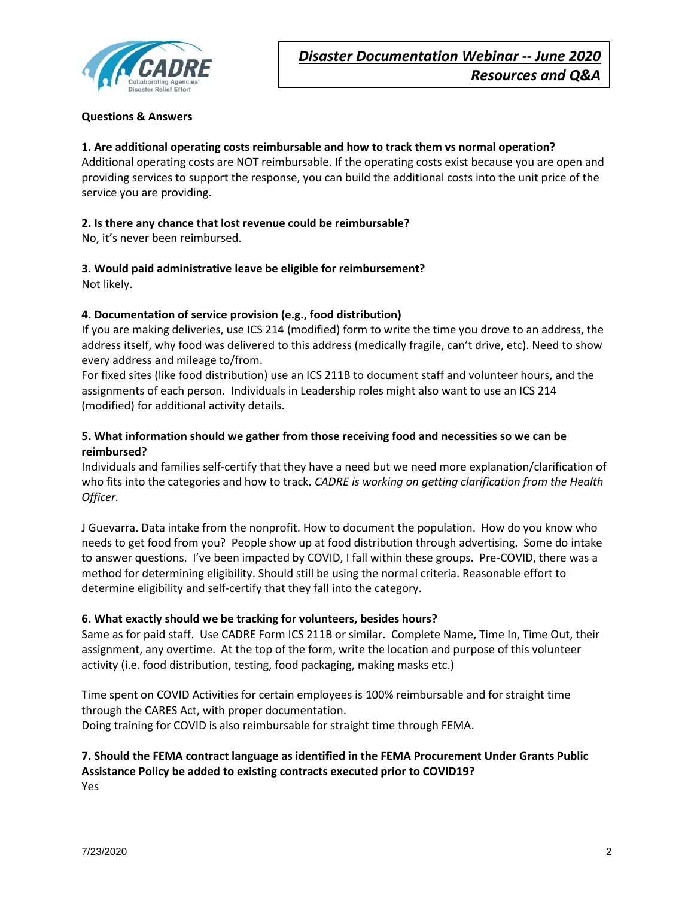**Questions & Answers**

**1. Are additional operating costs reimbursable and how to track them vs normal operation?**
Additional operating costs are NOT reimbursable. If the operating costs exist because you are open and providing services to support the response, you can build the additional costs into the unit price of the service you are providing.

**2. Is there any chance that lost revenue could be reimbursable?**
No, it's never been reimbursed.

**3. Would paid administrative leave be eligible for reimbursement?**
Not likely.

**4. Documentation of service provision (e.g., food distribution)**
If you are making deliveries, use ICS 214 (modified) form to write the time you drove to an address, the address itself, why food was delivered to this address (medically fragile, can't drive, etc). Need to show every address and mileage to/from.
For fixed sites (like food distribution) use an ICS 211B to document staff and volunteer hours, and the assignments of each person. Individuals in Leadership roles might also want to use an ICS 214 (modified) for additional activity details.

**5. What information should we gather from those receiving food and necessities so we can be reimbursed?**
Individuals and families self-certify that they have a need but we need more explanation/clarification of who fits into the categories and how to track. *CADRE is working on getting clarification from the Health Officer.*

J Guevarra. Data intake from the nonprofit. How to document the population. How do you know who needs to get food from you? People show up at food distribution through advertising. Some do intake to answer questions. I've been impacted by COVID, I fall within these groups. Pre-COVID, there was a method for determining eligibility. Should still be using the normal criteria. Reasonable effort to determine eligibility and self-certify that they fall into the category.

**6. What exactly should we be tracking for volunteers, besides hours?**
Same as for paid staff. Use CADRE Form ICS 211B or similar. Complete Name, Time In, Time Out, their assignment, any overtime. At the top of the form, write the location and purpose of this volunteer activity (i.e. food distribution, testing, food packaging, making masks etc.)

Time spent on COVID Activities for certain employees is 100% reimbursable and for straight time through the CARES Act, with proper documentation.
Doing training for COVID is also reimbursable for straight time through FEMA.

**7. Should the FEMA contract language as identified in the FEMA Procurement Under Grants Public Assistance Policy be added to existing contracts executed prior to COVID19?**
Yes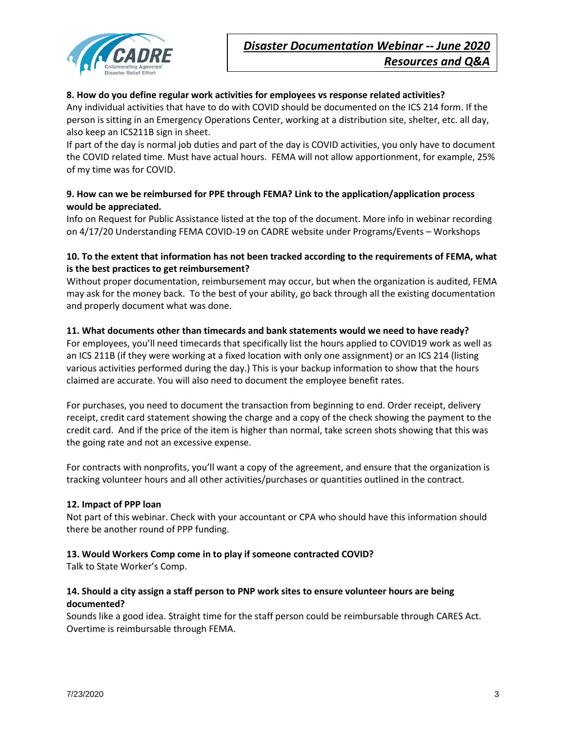**8. How do you define regular work activities for employees vs response related activities?**
Any individual activities that have to do with COVID should be documented on the ICS 214 form. If the person is sitting in an Emergency Operations Center, working at a distribution site, shelter, etc. all day, also keep an ICS211B sign in sheet.
If part of the day is normal job duties and part of the day is COVID activities, you only have to document the COVID related time. Must have actual hours. FEMA will not allow apportionment, for example, 25% of my time was for COVID.

**9. How can we be reimbursed for PPE through FEMA? Link to the application/application process would be appreciated.**
Info on Request for Public Assistance listed at the top of the document. More info in webinar recording on 4/17/20 Understanding FEMA COVID-19 on CADRE website under Programs/Events – Workshops

**10. To the extent that information has not been tracked according to the requirements of FEMA, what is the best practices to get reimbursement?**
Without proper documentation, reimbursement may occur, but when the organization is audited, FEMA may ask for the money back. To the best of your ability, go back through all the existing documentation and properly document what was done.

**11. What documents other than timecards and bank statements would we need to have ready?**
For employees, you'll need timecards that specifically list the hours applied to COVID19 work as well as an ICS 211B (if they were working at a fixed location with only one assignment) or an ICS 214 (listing various activities performed during the day.) This is your backup information to show that the hours claimed are accurate. You will also need to document the employee benefit rates.

For purchases, you need to document the transaction from beginning to end. Order receipt, delivery receipt, credit card statement showing the charge and a copy of the check showing the payment to the credit card. And if the price of the item is higher than normal, take screen shots showing that this was the going rate and not an excessive expense.

For contracts with nonprofits, you'll want a copy of the agreement, and ensure that the organization is tracking volunteer hours and all other activities/purchases or quantities outlined in the contract.

**12. Impact of PPP loan**
Not part of this webinar. Check with your accountant or CPA who should have this information should there be another round of PPP funding.

**13. Would Workers Comp come in to play if someone contracted COVID?**
Talk to State Worker's Comp.

**14. Should a city assign a staff person to PNP work sites to ensure volunteer hours are being documented?**
Sounds like a good idea. Straight time for the staff person could be reimbursable through CARES Act. Overtime is reimbursable through FEMA.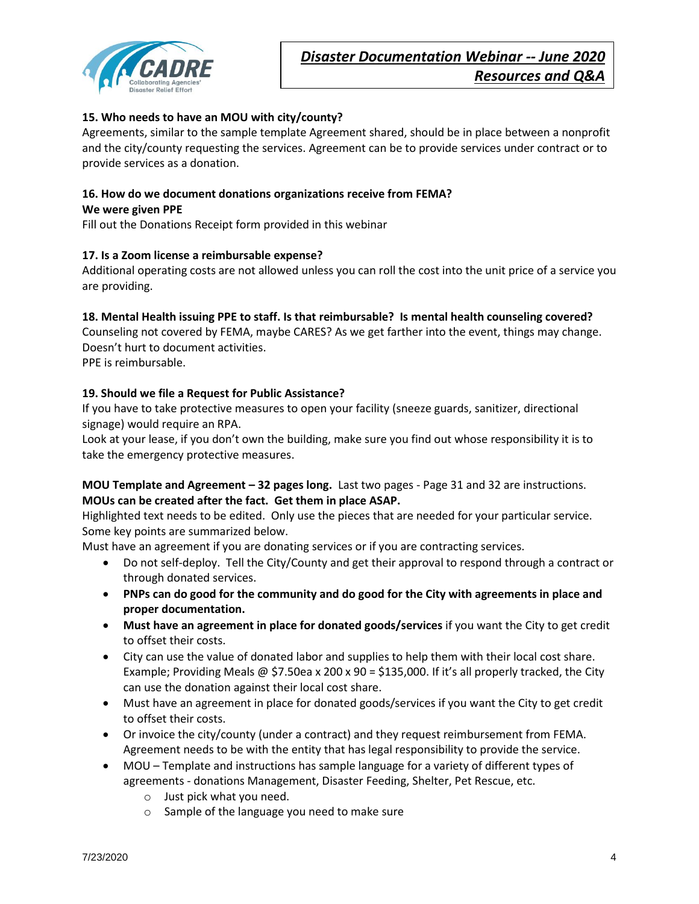**15. Who needs to have an MOU with city/county?**
Agreements, similar to the sample template Agreement shared, should be in place between a nonprofit and the city/county requesting the services. Agreement can be to provide services under contract or to provide services as a donation.

**16. How do we document donations organizations receive from FEMA?**
**We were given PPE**
Fill out the Donations Receipt form provided in this webinar

**17. Is a Zoom license a reimbursable expense?**
Additional operating costs are not allowed unless you can roll the cost into the unit price of a service you are providing.

**18. Mental Health issuing PPE to staff. Is that reimbursable? Is mental health counseling covered?**
Counseling not covered by FEMA, maybe CARES? As we get farther into the event, things may change. Doesn't hurt to document activities.
PPE is reimbursable.

**19. Should we file a Request for Public Assistance?**
If you have to take protective measures to open your facility (sneeze guards, sanitizer, directional signage) would require an RPA.
Look at your lease, if you don't own the building, make sure you find out whose responsibility it is to take the emergency protective measures.

**MOU Template and Agreement – 32 pages long.** Last two pages - Page 31 and 32 are instructions.
**MOUs can be created after the fact. Get them in place ASAP.**
Highlighted text needs to be edited. Only use the pieces that are needed for your particular service. Some key points are summarized below.
Must have an agreement if you are donating services or if you are contracting services.

- Do not self-deploy. Tell the City/County and get their approval to respond through a contract or through donated services.
- **PNPs can do good for the community and do good for the City with agreements in place and proper documentation.**
- **Must have an agreement in place for donated goods/services** if you want the City to get credit to offset their costs.
- City can use the value of donated labor and supplies to help them with their local cost share. Example; Providing Meals @ $7.50ea x 200 x 90 = $135,000. If it's all properly tracked, the City can use the donation against their local cost share.
- Must have an agreement in place for donated goods/services if you want the City to get credit to offset their costs.
- Or invoice the city/county (under a contract) and they request reimbursement from FEMA. Agreement needs to be with the entity that has legal responsibility to provide the service.
- MOU – Template and instructions has sample language for a variety of different types of agreements - donations Management, Disaster Feeding, Shelter, Pet Rescue, etc.
    - Just pick what you need.
    - Sample of the language you need to make sure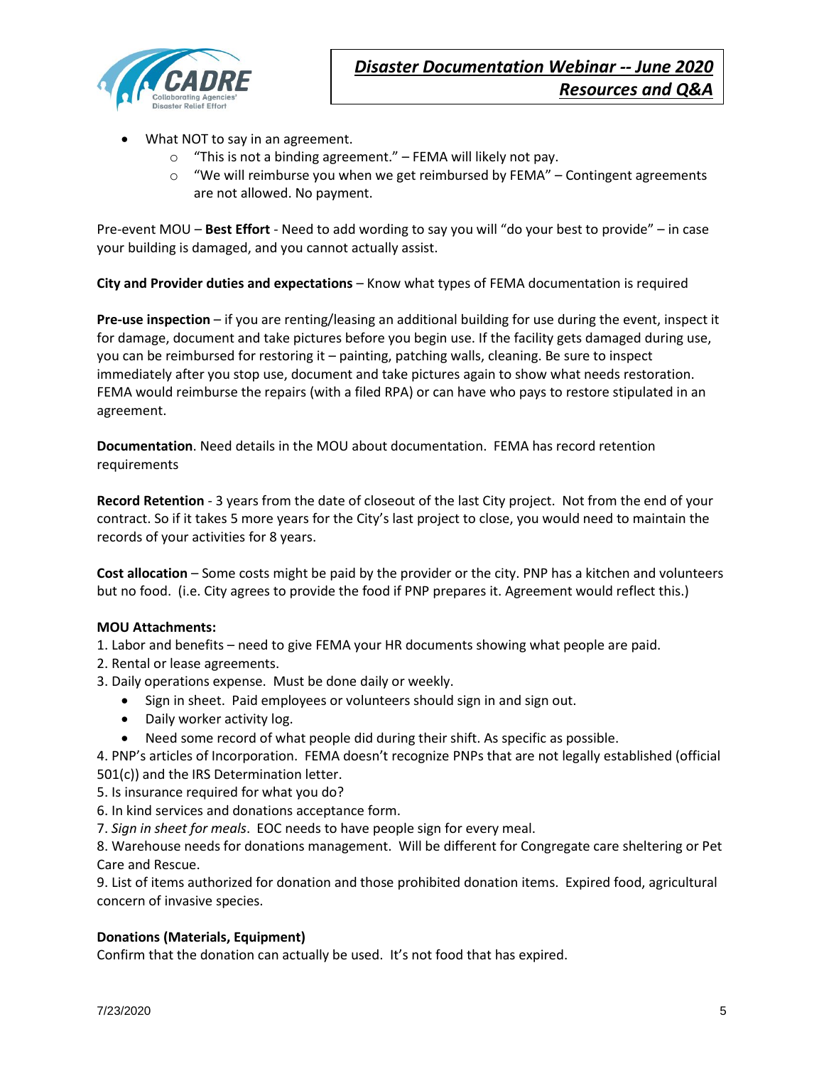- What NOT to say in an agreement.
    - "This is not a binding agreement." – FEMA will likely not pay.
    - "We will reimburse you when we get reimbursed by FEMA" – Contingent agreements are not allowed. No payment.

Pre-event MOU – **Best Effort** - Need to add wording to say you will "do your best to provide" – in case your building is damaged, and you cannot actually assist.

**City and Provider duties and expectations** – Know what types of FEMA documentation is required

**Pre-use inspection** – if you are renting/leasing an additional building for use during the event, inspect it for damage, document and take pictures before you begin use. If the facility gets damaged during use, you can be reimbursed for restoring it – painting, patching walls, cleaning. Be sure to inspect immediately after you stop use, document and take pictures again to show what needs restoration. FEMA would reimburse the repairs (with a filed RPA) or can have who pays to restore stipulated in an agreement.

**Documentation**. Need details in the MOU about documentation. FEMA has record retention requirements

**Record Retention** - 3 years from the date of closeout of the last City project. Not from the end of your contract. So if it takes 5 more years for the City's last project to close, you would need to maintain the records of your activities for 8 years.

**Cost allocation** – Some costs might be paid by the provider or the city. PNP has a kitchen and volunteers but no food. (i.e. City agrees to provide the food if PNP prepares it. Agreement would reflect this.)

**MOU Attachments:**

1. Labor and benefits – need to give FEMA your HR documents showing what people are paid.
2. Rental or lease agreements.
3. Daily operations expense. Must be done daily or weekly.
    - Sign in sheet. Paid employees or volunteers should sign in and sign out.
    - Daily worker activity log.
    - Need some record of what people did during their shift. As specific as possible.
4. PNP's articles of Incorporation. FEMA doesn't recognize PNPs that are not legally established (official 501(c)) and the IRS Determination letter.
5. Is insurance required for what you do?
6. In kind services and donations acceptance form.
7. *Sign in sheet for meals*. EOC needs to have people sign for every meal.
8. Warehouse needs for donations management. Will be different for Congregate care sheltering or Pet Care and Rescue.
9. List of items authorized for donation and those prohibited donation items. Expired food, agricultural concern of invasive species.

**Donations (Materials, Equipment)**

Confirm that the donation can actually be used. It's not food that has expired.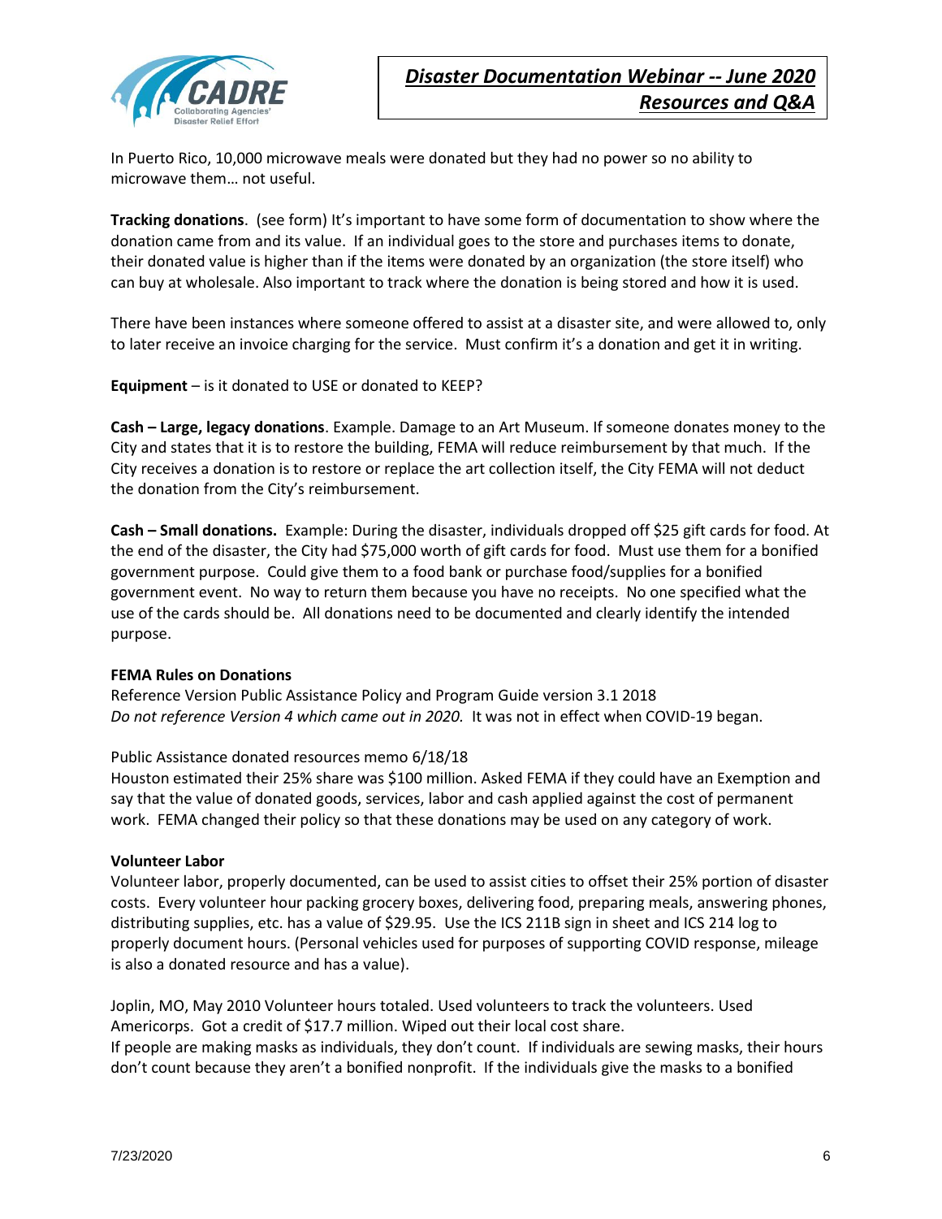In Puerto Rico, 10,000 microwave meals were donated but they had no power so no ability to microwave them… not useful.

**Tracking donations**. (see form) It's important to have some form of documentation to show where the donation came from and its value. If an individual goes to the store and purchases items to donate, their donated value is higher than if the items were donated by an organization (the store itself) who can buy at wholesale. Also important to track where the donation is being stored and how it is used.

There have been instances where someone offered to assist at a disaster site, and were allowed to, only to later receive an invoice charging for the service. Must confirm it's a donation and get it in writing.

**Equipment** – is it donated to USE or donated to KEEP?

**Cash – Large, legacy donations**. Example. Damage to an Art Museum. If someone donates money to the City and states that it is to restore the building, FEMA will reduce reimbursement by that much. If the City receives a donation is to restore or replace the art collection itself, the City FEMA will not deduct the donation from the City's reimbursement.

**Cash – Small donations.** Example: During the disaster, individuals dropped off $25 gift cards for food. At the end of the disaster, the City had $75,000 worth of gift cards for food. Must use them for a bonified government purpose. Could give them to a food bank or purchase food/supplies for a bonified government event. No way to return them because you have no receipts. No one specified what the use of the cards should be. All donations need to be documented and clearly identify the intended purpose.

**FEMA Rules on Donations**

Reference Version Public Assistance Policy and Program Guide version 3.1 2018
*Do not reference Version 4 which came out in 2020.* It was not in effect when COVID-19 began.

Public Assistance donated resources memo 6/18/18
Houston estimated their 25% share was $100 million. Asked FEMA if they could have an Exemption and say that the value of donated goods, services, labor and cash applied against the cost of permanent work. FEMA changed their policy so that these donations may be used on any category of work.

**Volunteer Labor**

Volunteer labor, properly documented, can be used to assist cities to offset their 25% portion of disaster costs. Every volunteer hour packing grocery boxes, delivering food, preparing meals, answering phones, distributing supplies, etc. has a value of $29.95. Use the ICS 211B sign in sheet and ICS 214 log to properly document hours. (Personal vehicles used for purposes of supporting COVID response, mileage is also a donated resource and has a value).

Joplin, MO, May 2010 Volunteer hours totaled. Used volunteers to track the volunteers. Used Americorps. Got a credit of $17.7 million. Wiped out their local cost share.
If people are making masks as individuals, they don't count. If individuals are sewing masks, their hours don't count because they aren't a bonified nonprofit. If the individuals give the masks to a bonified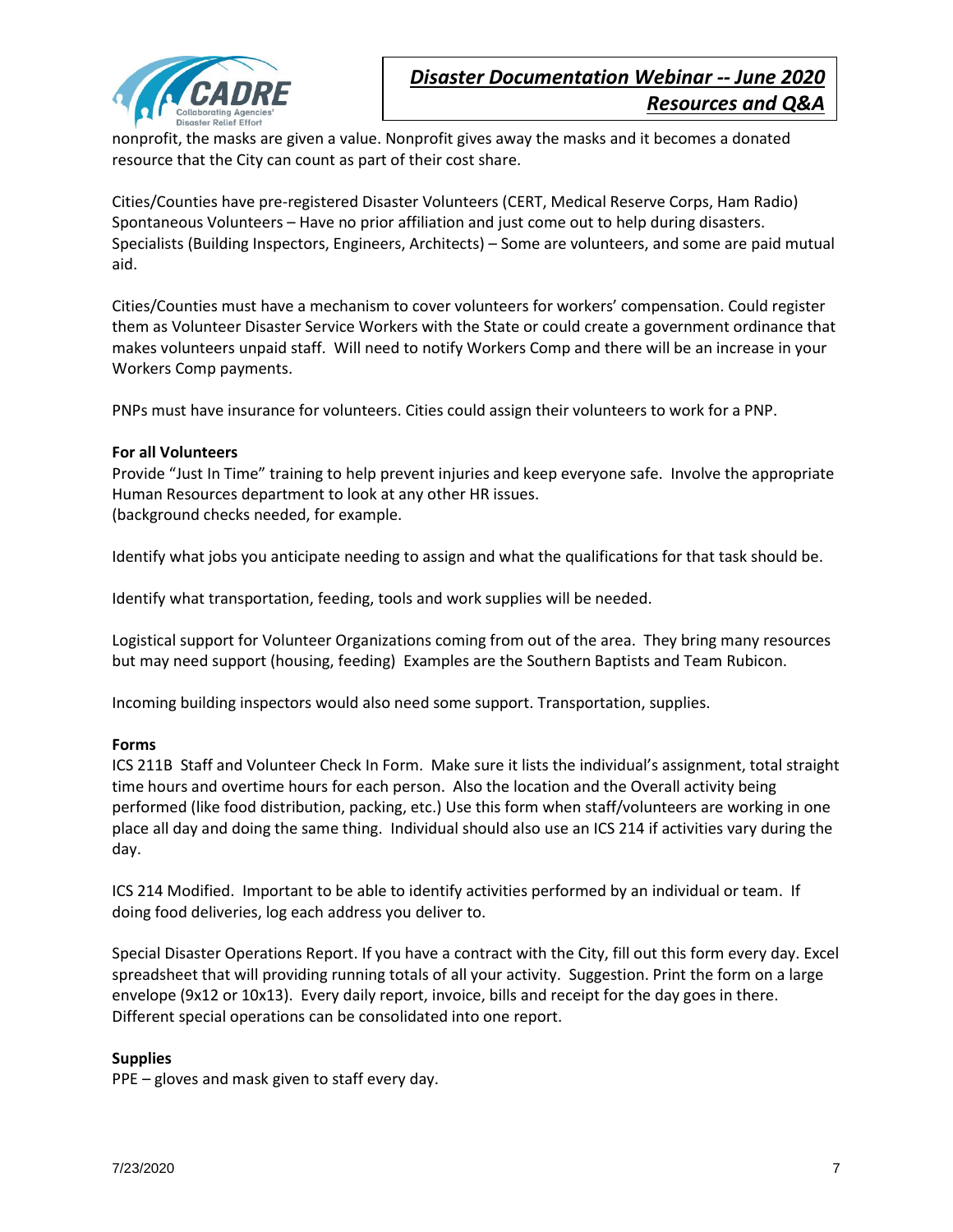nonprofit, the masks are given a value. Nonprofit gives away the masks and it becomes a donated resource that the City can count as part of their cost share.

Cities/Counties have pre-registered Disaster Volunteers (CERT, Medical Reserve Corps, Ham Radio)
Spontaneous Volunteers – Have no prior affiliation and just come out to help during disasters.
Specialists (Building Inspectors, Engineers, Architects) – Some are volunteers, and some are paid mutual aid.

Cities/Counties must have a mechanism to cover volunteers for workers' compensation. Could register them as Volunteer Disaster Service Workers with the State or could create a government ordinance that makes volunteers unpaid staff. Will need to notify Workers Comp and there will be an increase in your Workers Comp payments.

PNPs must have insurance for volunteers. Cities could assign their volunteers to work for a PNP.

**For all Volunteers**

Provide "Just In Time" training to help prevent injuries and keep everyone safe. Involve the appropriate Human Resources department to look at any other HR issues.
(background checks needed, for example.

Identify what jobs you anticipate needing to assign and what the qualifications for that task should be.

Identify what transportation, feeding, tools and work supplies will be needed.

Logistical support for Volunteer Organizations coming from out of the area. They bring many resources but may need support (housing, feeding) Examples are the Southern Baptists and Team Rubicon.

Incoming building inspectors would also need some support. Transportation, supplies.

**Forms**

ICS 211B Staff and Volunteer Check In Form. Make sure it lists the individual's assignment, total straight time hours and overtime hours for each person. Also the location and the Overall activity being performed (like food distribution, packing, etc.) Use this form when staff/volunteers are working in one place all day and doing the same thing. Individual should also use an ICS 214 if activities vary during the day.

ICS 214 Modified. Important to be able to identify activities performed by an individual or team. If doing food deliveries, log each address you deliver to.

Special Disaster Operations Report. If you have a contract with the City, fill out this form every day. Excel spreadsheet that will providing running totals of all your activity. Suggestion. Print the form on a large envelope (9x12 or 10x13). Every daily report, invoice, bills and receipt for the day goes in there. Different special operations can be consolidated into one report.

**Supplies**

PPE – gloves and mask given to staff every day.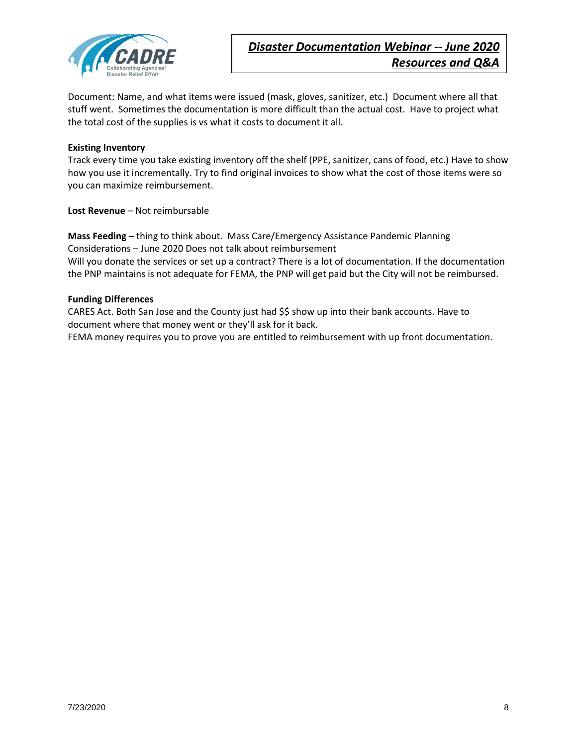Document: Name, and what items were issued (mask, gloves, sanitizer, etc.) Document where all that stuff went. Sometimes the documentation is more difficult than the actual cost. Have to project what the total cost of the supplies is vs what it costs to document it all.

**Existing Inventory**
Track every time you take existing inventory off the shelf (PPE, sanitizer, cans of food, etc.) Have to show how you use it incrementally. Try to find original invoices to show what the cost of those items were so you can maximize reimbursement.

**Lost Revenue** – Not reimbursable

**Mass Feeding –** thing to think about. Mass Care/Emergency Assistance Pandemic Planning Considerations – June 2020 Does not talk about reimbursement
Will you donate the services or set up a contract? There is a lot of documentation. If the documentation the PNP maintains is not adequate for FEMA, the PNP will get paid but the City will not be reimbursed.

**Funding Differences**
CARES Act. Both San Jose and the County just had $$ show up into their bank accounts. Have to document where that money went or they'll ask for it back.
FEMA money requires you to prove you are entitled to reimbursement with up front documentation.